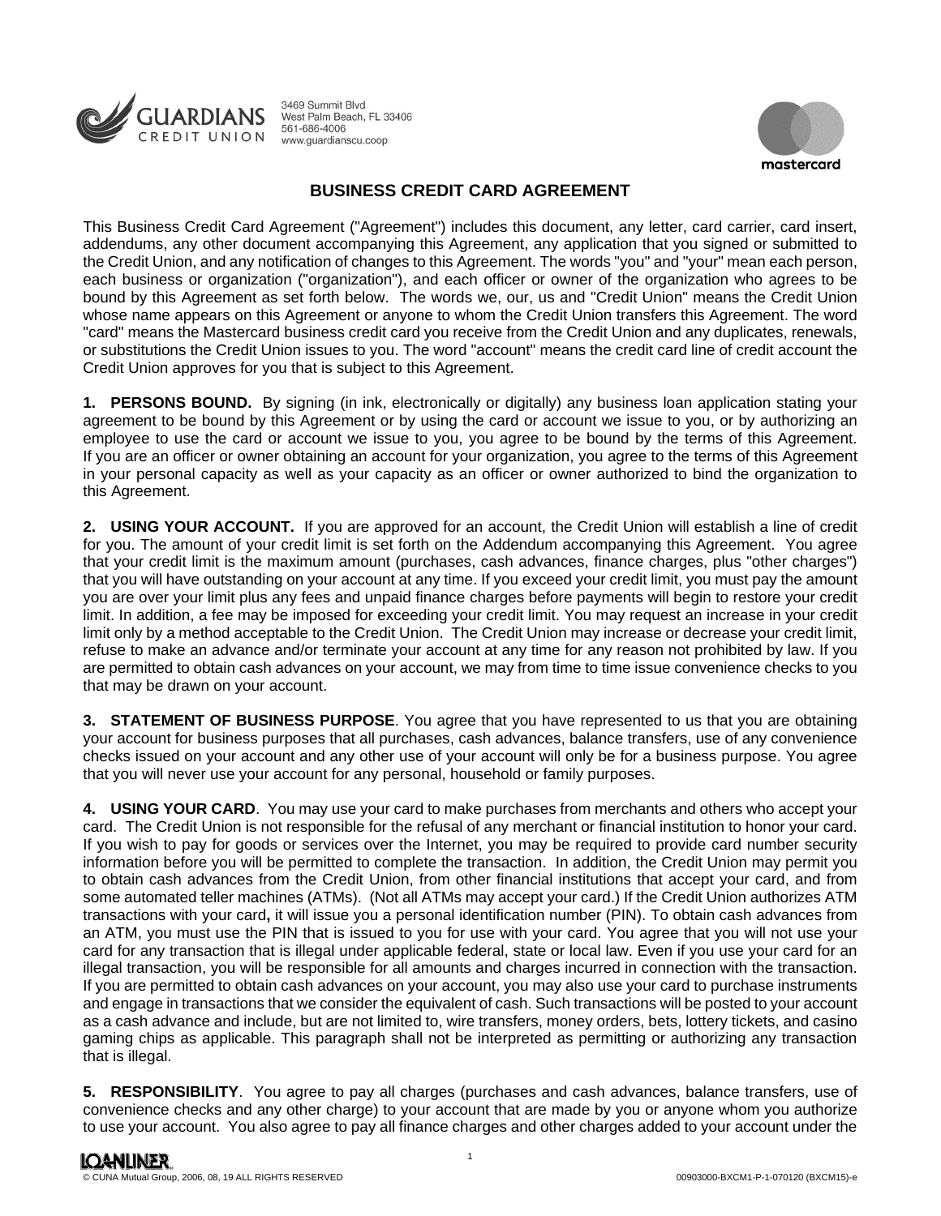GUARDIANS CREDIT UNION
3469 Summit Blvd
West Palm Beach, FL 33406
561-686-4006
www.guardianscu.coop

mastercard

# BUSINESS CREDIT CARD AGREEMENT

This Business Credit Card Agreement ("Agreement") includes this document, any letter, card carrier, card insert, addendums, any other document accompanying this Agreement, any application that you signed or submitted to the Credit Union, and any notification of changes to this Agreement. The words "you" and "your" mean each person, each business or organization ("organization"), and each officer or owner of the organization who agrees to be bound by this Agreement as set forth below. The words we, our, us and "Credit Union" means the Credit Union whose name appears on this Agreement or anyone to whom the Credit Union transfers this Agreement. The word "card" means the Mastercard business credit card you receive from the Credit Union and any duplicates, renewals, or substitutions the Credit Union issues to you. The word "account" means the credit card line of credit account the Credit Union approves for you that is subject to this Agreement.

**1. PERSONS BOUND.** By signing (in ink, electronically or digitally) any business loan application stating your agreement to be bound by this Agreement or by using the card or account we issue to you, or by authorizing an employee to use the card or account we issue to you, you agree to be bound by the terms of this Agreement. If you are an officer or owner obtaining an account for your organization, you agree to the terms of this Agreement in your personal capacity as well as your capacity as an officer or owner authorized to bind the organization to this Agreement.

**2. USING YOUR ACCOUNT.** If you are approved for an account, the Credit Union will establish a line of credit for you. The amount of your credit limit is set forth on the Addendum accompanying this Agreement. You agree that your credit limit is the maximum amount (purchases, cash advances, finance charges, plus "other charges") that you will have outstanding on your account at any time. If you exceed your credit limit, you must pay the amount you are over your limit plus any fees and unpaid finance charges before payments will begin to restore your credit limit. In addition, a fee may be imposed for exceeding your credit limit. You may request an increase in your credit limit only by a method acceptable to the Credit Union. The Credit Union may increase or decrease your credit limit, refuse to make an advance and/or terminate your account at any time for any reason not prohibited by law. If you are permitted to obtain cash advances on your account, we may from time to time issue convenience checks to you that may be drawn on your account.

**3. STATEMENT OF BUSINESS PURPOSE**. You agree that you have represented to us that you are obtaining your account for business purposes that all purchases, cash advances, balance transfers, use of any convenience checks issued on your account and any other use of your account will only be for a business purpose. You agree that you will never use your account for any personal, household or family purposes.

**4. USING YOUR CARD**. You may use your card to make purchases from merchants and others who accept your card. The Credit Union is not responsible for the refusal of any merchant or financial institution to honor your card. If you wish to pay for goods or services over the Internet, you may be required to provide card number security information before you will be permitted to complete the transaction. In addition, the Credit Union may permit you to obtain cash advances from the Credit Union, from other financial institutions that accept your card, and from some automated teller machines (ATMs). (Not all ATMs may accept your card.) If the Credit Union authorizes ATM transactions with your card**,** it will issue you a personal identification number (PIN). To obtain cash advances from an ATM, you must use the PIN that is issued to you for use with your card. You agree that you will not use your card for any transaction that is illegal under applicable federal, state or local law. Even if you use your card for an illegal transaction, you will be responsible for all amounts and charges incurred in connection with the transaction. If you are permitted to obtain cash advances on your account, you may also use your card to purchase instruments and engage in transactions that we consider the equivalent of cash. Such transactions will be posted to your account as a cash advance and include, but are not limited to, wire transfers, money orders, bets, lottery tickets, and casino gaming chips as applicable. This paragraph shall not be interpreted as permitting or authorizing any transaction that is illegal.

**5. RESPONSIBILITY**. You agree to pay all charges (purchases and cash advances, balance transfers, use of convenience checks and any other charge) to your account that are made by you or anyone whom you authorize to use your account. You also agree to pay all finance charges and other charges added to your account under the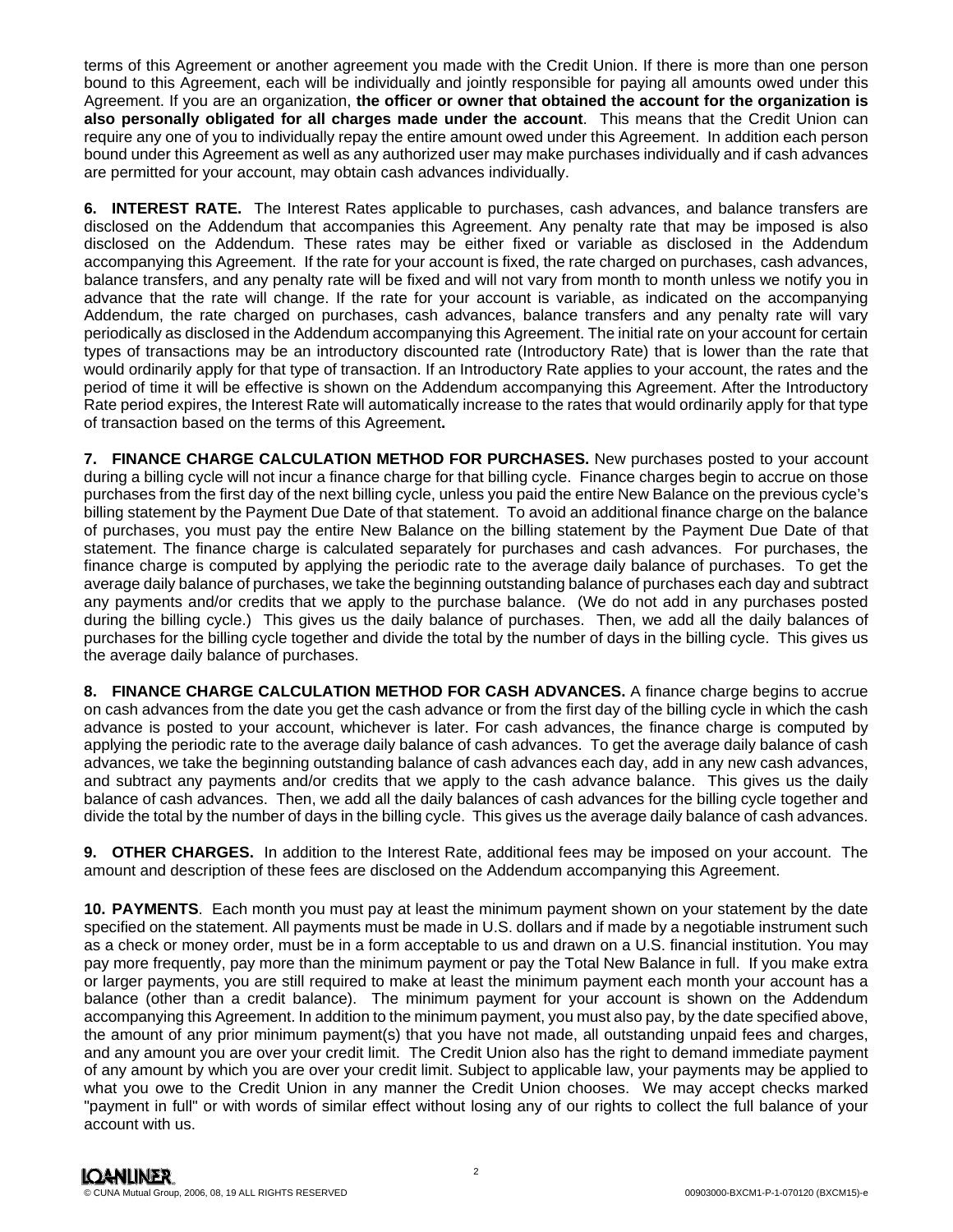terms of this Agreement or another agreement you made with the Credit Union. If there is more than one person bound to this Agreement, each will be individually and jointly responsible for paying all amounts owed under this Agreement. If you are an organization, **the officer or owner that obtained the account for the organization is also personally obligated for all charges made under the account**. This means that the Credit Union can require any one of you to individually repay the entire amount owed under this Agreement. In addition each person bound under this Agreement as well as any authorized user may make purchases individually and if cash advances are permitted for your account, may obtain cash advances individually.

**6. INTEREST RATE.** The Interest Rates applicable to purchases, cash advances, and balance transfers are disclosed on the Addendum that accompanies this Agreement. Any penalty rate that may be imposed is also disclosed on the Addendum. These rates may be either fixed or variable as disclosed in the Addendum accompanying this Agreement. If the rate for your account is fixed, the rate charged on purchases, cash advances, balance transfers, and any penalty rate will be fixed and will not vary from month to month unless we notify you in advance that the rate will change. If the rate for your account is variable, as indicated on the accompanying Addendum, the rate charged on purchases, cash advances, balance transfers and any penalty rate will vary periodically as disclosed in the Addendum accompanying this Agreement. The initial rate on your account for certain types of transactions may be an introductory discounted rate (Introductory Rate) that is lower than the rate that would ordinarily apply for that type of transaction. If an Introductory Rate applies to your account, the rates and the period of time it will be effective is shown on the Addendum accompanying this Agreement. After the Introductory Rate period expires, the Interest Rate will automatically increase to the rates that would ordinarily apply for that type of transaction based on the terms of this Agreement**.**

**7. FINANCE CHARGE CALCULATION METHOD FOR PURCHASES.** New purchases posted to your account during a billing cycle will not incur a finance charge for that billing cycle. Finance charges begin to accrue on those purchases from the first day of the next billing cycle, unless you paid the entire New Balance on the previous cycle's billing statement by the Payment Due Date of that statement. To avoid an additional finance charge on the balance of purchases, you must pay the entire New Balance on the billing statement by the Payment Due Date of that statement. The finance charge is calculated separately for purchases and cash advances. For purchases, the finance charge is computed by applying the periodic rate to the average daily balance of purchases. To get the average daily balance of purchases, we take the beginning outstanding balance of purchases each day and subtract any payments and/or credits that we apply to the purchase balance. (We do not add in any purchases posted during the billing cycle.) This gives us the daily balance of purchases. Then, we add all the daily balances of purchases for the billing cycle together and divide the total by the number of days in the billing cycle. This gives us the average daily balance of purchases.

**8. FINANCE CHARGE CALCULATION METHOD FOR CASH ADVANCES.** A finance charge begins to accrue on cash advances from the date you get the cash advance or from the first day of the billing cycle in which the cash advance is posted to your account, whichever is later. For cash advances, the finance charge is computed by applying the periodic rate to the average daily balance of cash advances. To get the average daily balance of cash advances, we take the beginning outstanding balance of cash advances each day, add in any new cash advances, and subtract any payments and/or credits that we apply to the cash advance balance. This gives us the daily balance of cash advances. Then, we add all the daily balances of cash advances for the billing cycle together and divide the total by the number of days in the billing cycle. This gives us the average daily balance of cash advances.

**9. OTHER CHARGES.** In addition to the Interest Rate, additional fees may be imposed on your account. The amount and description of these fees are disclosed on the Addendum accompanying this Agreement.

**10. PAYMENTS**. Each month you must pay at least the minimum payment shown on your statement by the date specified on the statement. All payments must be made in U.S. dollars and if made by a negotiable instrument such as a check or money order, must be in a form acceptable to us and drawn on a U.S. financial institution. You may pay more frequently, pay more than the minimum payment or pay the Total New Balance in full. If you make extra or larger payments, you are still required to make at least the minimum payment each month your account has a balance (other than a credit balance). The minimum payment for your account is shown on the Addendum accompanying this Agreement. In addition to the minimum payment, you must also pay, by the date specified above, the amount of any prior minimum payment(s) that you have not made, all outstanding unpaid fees and charges, and any amount you are over your credit limit. The Credit Union also has the right to demand immediate payment of any amount by which you are over your credit limit. Subject to applicable law, your payments may be applied to what you owe to the Credit Union in any manner the Credit Union chooses. We may accept checks marked "payment in full" or with words of similar effect without losing any of our rights to collect the full balance of your account with us.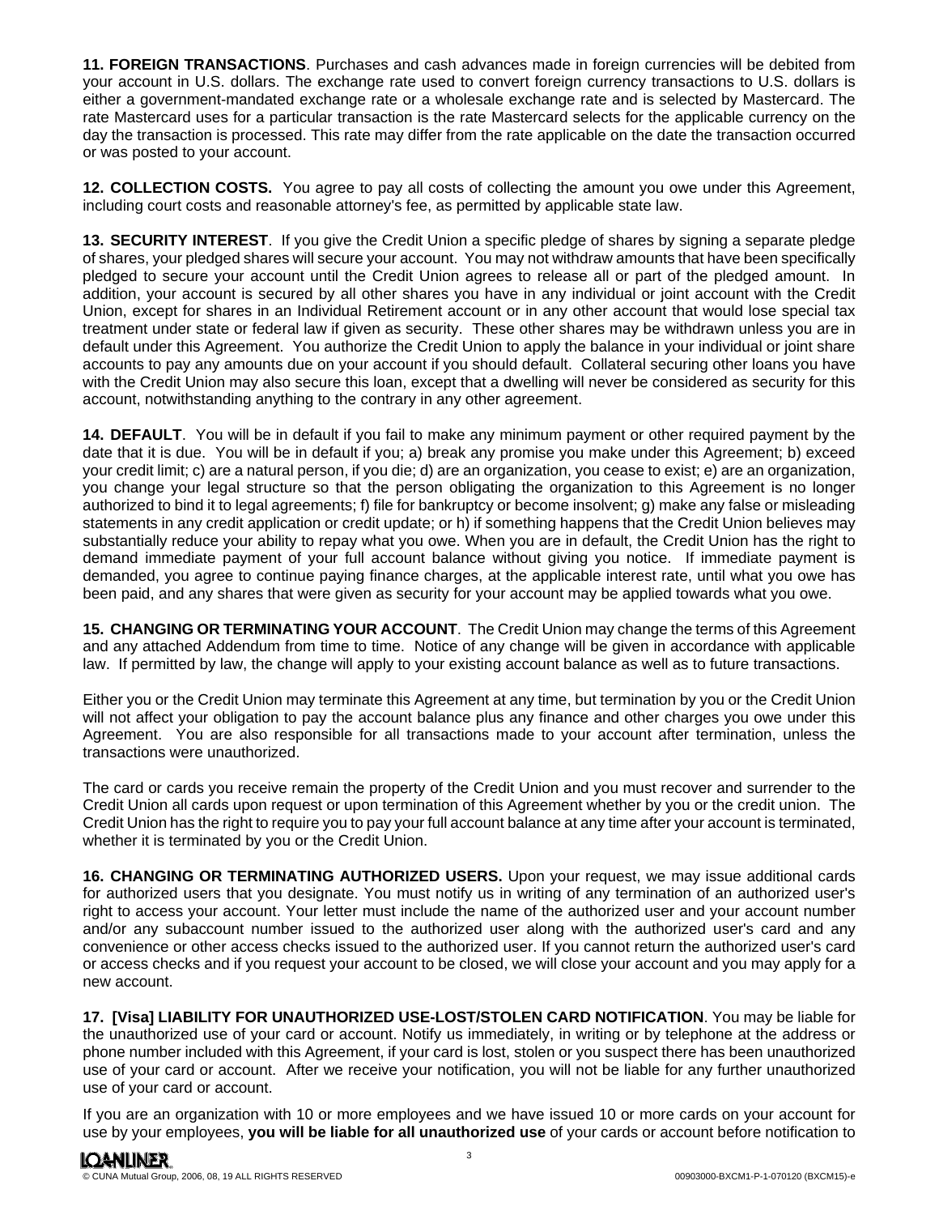**11. FOREIGN TRANSACTIONS**. Purchases and cash advances made in foreign currencies will be debited from your account in U.S. dollars. The exchange rate used to convert foreign currency transactions to U.S. dollars is either a government-mandated exchange rate or a wholesale exchange rate and is selected by Mastercard. The rate Mastercard uses for a particular transaction is the rate Mastercard selects for the applicable currency on the day the transaction is processed. This rate may differ from the rate applicable on the date the transaction occurred or was posted to your account.

**12. COLLECTION COSTS.** You agree to pay all costs of collecting the amount you owe under this Agreement, including court costs and reasonable attorney's fee, as permitted by applicable state law.

**13. SECURITY INTEREST**. If you give the Credit Union a specific pledge of shares by signing a separate pledge of shares, your pledged shares will secure your account. You may not withdraw amounts that have been specifically pledged to secure your account until the Credit Union agrees to release all or part of the pledged amount. In addition, your account is secured by all other shares you have in any individual or joint account with the Credit Union, except for shares in an Individual Retirement account or in any other account that would lose special tax treatment under state or federal law if given as security. These other shares may be withdrawn unless you are in default under this Agreement. You authorize the Credit Union to apply the balance in your individual or joint share accounts to pay any amounts due on your account if you should default. Collateral securing other loans you have with the Credit Union may also secure this loan, except that a dwelling will never be considered as security for this account, notwithstanding anything to the contrary in any other agreement.

**14. DEFAULT**. You will be in default if you fail to make any minimum payment or other required payment by the date that it is due. You will be in default if you; a) break any promise you make under this Agreement; b) exceed your credit limit; c) are a natural person, if you die; d) are an organization, you cease to exist; e) are an organization, you change your legal structure so that the person obligating the organization to this Agreement is no longer authorized to bind it to legal agreements; f) file for bankruptcy or become insolvent; g) make any false or misleading statements in any credit application or credit update; or h) if something happens that the Credit Union believes may substantially reduce your ability to repay what you owe. When you are in default, the Credit Union has the right to demand immediate payment of your full account balance without giving you notice. If immediate payment is demanded, you agree to continue paying finance charges, at the applicable interest rate, until what you owe has been paid, and any shares that were given as security for your account may be applied towards what you owe.

**15. CHANGING OR TERMINATING YOUR ACCOUNT**. The Credit Union may change the terms of this Agreement and any attached Addendum from time to time. Notice of any change will be given in accordance with applicable law. If permitted by law, the change will apply to your existing account balance as well as to future transactions.

Either you or the Credit Union may terminate this Agreement at any time, but termination by you or the Credit Union will not affect your obligation to pay the account balance plus any finance and other charges you owe under this Agreement. You are also responsible for all transactions made to your account after termination, unless the transactions were unauthorized.

The card or cards you receive remain the property of the Credit Union and you must recover and surrender to the Credit Union all cards upon request or upon termination of this Agreement whether by you or the credit union. The Credit Union has the right to require you to pay your full account balance at any time after your account is terminated, whether it is terminated by you or the Credit Union.

**16. CHANGING OR TERMINATING AUTHORIZED USERS.** Upon your request, we may issue additional cards for authorized users that you designate. You must notify us in writing of any termination of an authorized user's right to access your account. Your letter must include the name of the authorized user and your account number and/or any subaccount number issued to the authorized user along with the authorized user's card and any convenience or other access checks issued to the authorized user. If you cannot return the authorized user's card or access checks and if you request your account to be closed, we will close your account and you may apply for a new account.

**17. [Visa] LIABILITY FOR UNAUTHORIZED USE-LOST/STOLEN CARD NOTIFICATION**. You may be liable for the unauthorized use of your card or account. Notify us immediately, in writing or by telephone at the address or phone number included with this Agreement, if your card is lost, stolen or you suspect there has been unauthorized use of your card or account. After we receive your notification, you will not be liable for any further unauthorized use of your card or account.

If you are an organization with 10 or more employees and we have issued 10 or more cards on your account for use by your employees, **you will be liable for all unauthorized use** of your cards or account before notification to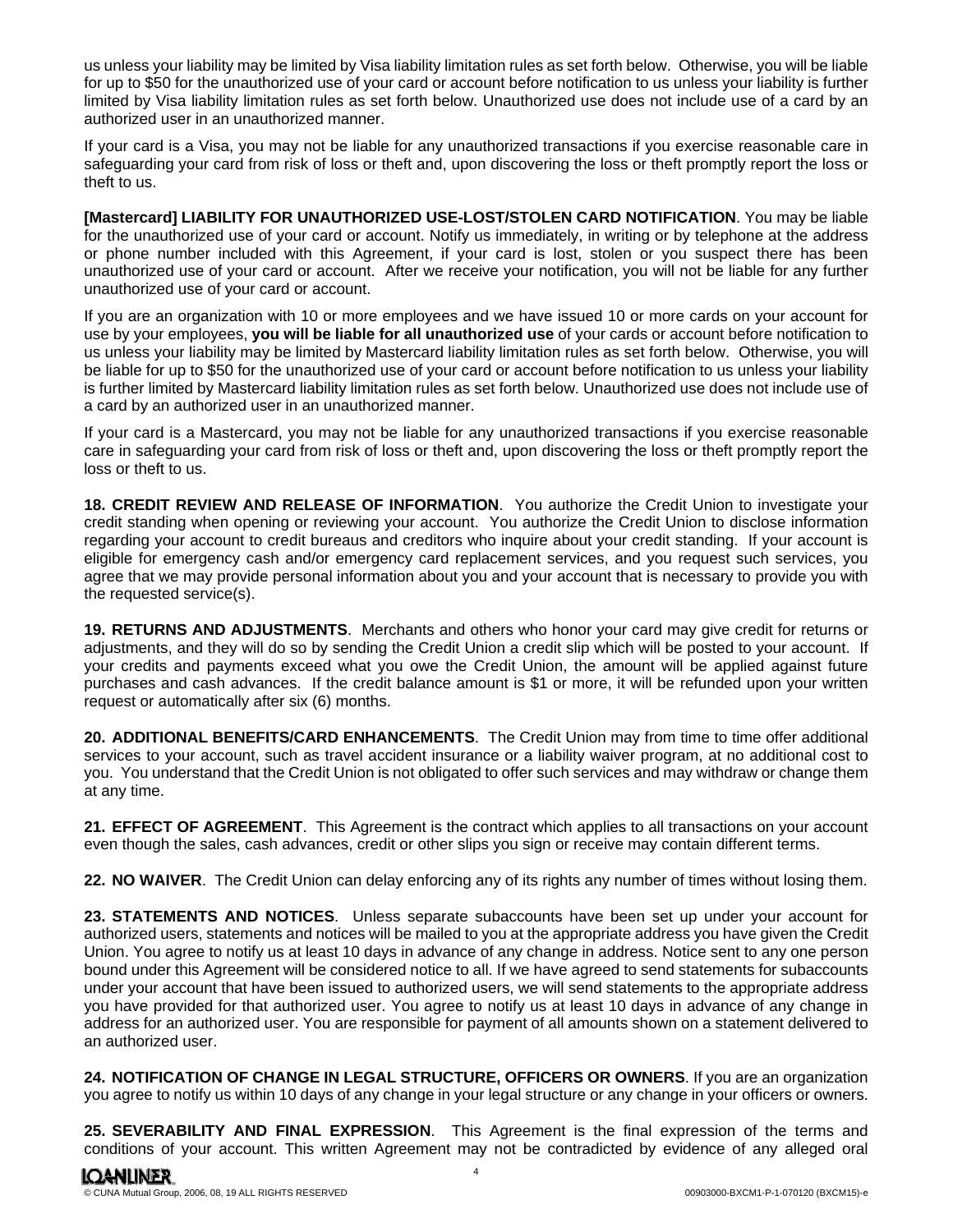us unless your liability may be limited by Visa liability limitation rules as set forth below. Otherwise, you will be liable for up to $50 for the unauthorized use of your card or account before notification to us unless your liability is further limited by Visa liability limitation rules as set forth below. Unauthorized use does not include use of a card by an authorized user in an unauthorized manner.

If your card is a Visa, you may not be liable for any unauthorized transactions if you exercise reasonable care in safeguarding your card from risk of loss or theft and, upon discovering the loss or theft promptly report the loss or theft to us.

**[Mastercard] LIABILITY FOR UNAUTHORIZED USE-LOST/STOLEN CARD NOTIFICATION**. You may be liable for the unauthorized use of your card or account. Notify us immediately, in writing or by telephone at the address or phone number included with this Agreement, if your card is lost, stolen or you suspect there has been unauthorized use of your card or account. After we receive your notification, you will not be liable for any further unauthorized use of your card or account.

If you are an organization with 10 or more employees and we have issued 10 or more cards on your account for use by your employees, **you will be liable for all unauthorized use** of your cards or account before notification to us unless your liability may be limited by Mastercard liability limitation rules as set forth below. Otherwise, you will be liable for up to $50 for the unauthorized use of your card or account before notification to us unless your liability is further limited by Mastercard liability limitation rules as set forth below. Unauthorized use does not include use of a card by an authorized user in an unauthorized manner.

If your card is a Mastercard, you may not be liable for any unauthorized transactions if you exercise reasonable care in safeguarding your card from risk of loss or theft and, upon discovering the loss or theft promptly report the loss or theft to us.

**18. CREDIT REVIEW AND RELEASE OF INFORMATION**. You authorize the Credit Union to investigate your credit standing when opening or reviewing your account. You authorize the Credit Union to disclose information regarding your account to credit bureaus and creditors who inquire about your credit standing. If your account is eligible for emergency cash and/or emergency card replacement services, and you request such services, you agree that we may provide personal information about you and your account that is necessary to provide you with the requested service(s).

**19. RETURNS AND ADJUSTMENTS**. Merchants and others who honor your card may give credit for returns or adjustments, and they will do so by sending the Credit Union a credit slip which will be posted to your account. If your credits and payments exceed what you owe the Credit Union, the amount will be applied against future purchases and cash advances. If the credit balance amount is $1 or more, it will be refunded upon your written request or automatically after six (6) months.

**20. ADDITIONAL BENEFITS/CARD ENHANCEMENTS**. The Credit Union may from time to time offer additional services to your account, such as travel accident insurance or a liability waiver program, at no additional cost to you. You understand that the Credit Union is not obligated to offer such services and may withdraw or change them at any time.

**21. EFFECT OF AGREEMENT**. This Agreement is the contract which applies to all transactions on your account even though the sales, cash advances, credit or other slips you sign or receive may contain different terms.

**22. NO WAIVER**. The Credit Union can delay enforcing any of its rights any number of times without losing them.

**23. STATEMENTS AND NOTICES**. Unless separate subaccounts have been set up under your account for authorized users, statements and notices will be mailed to you at the appropriate address you have given the Credit Union. You agree to notify us at least 10 days in advance of any change in address. Notice sent to any one person bound under this Agreement will be considered notice to all. If we have agreed to send statements for subaccounts under your account that have been issued to authorized users, we will send statements to the appropriate address you have provided for that authorized user. You agree to notify us at least 10 days in advance of any change in address for an authorized user. You are responsible for payment of all amounts shown on a statement delivered to an authorized user.

**24. NOTIFICATION OF CHANGE IN LEGAL STRUCTURE, OFFICERS OR OWNERS**. If you are an organization you agree to notify us within 10 days of any change in your legal structure or any change in your officers or owners.

**25. SEVERABILITY AND FINAL EXPRESSION**. This Agreement is the final expression of the terms and conditions of your account. This written Agreement may not be contradicted by evidence of any alleged oral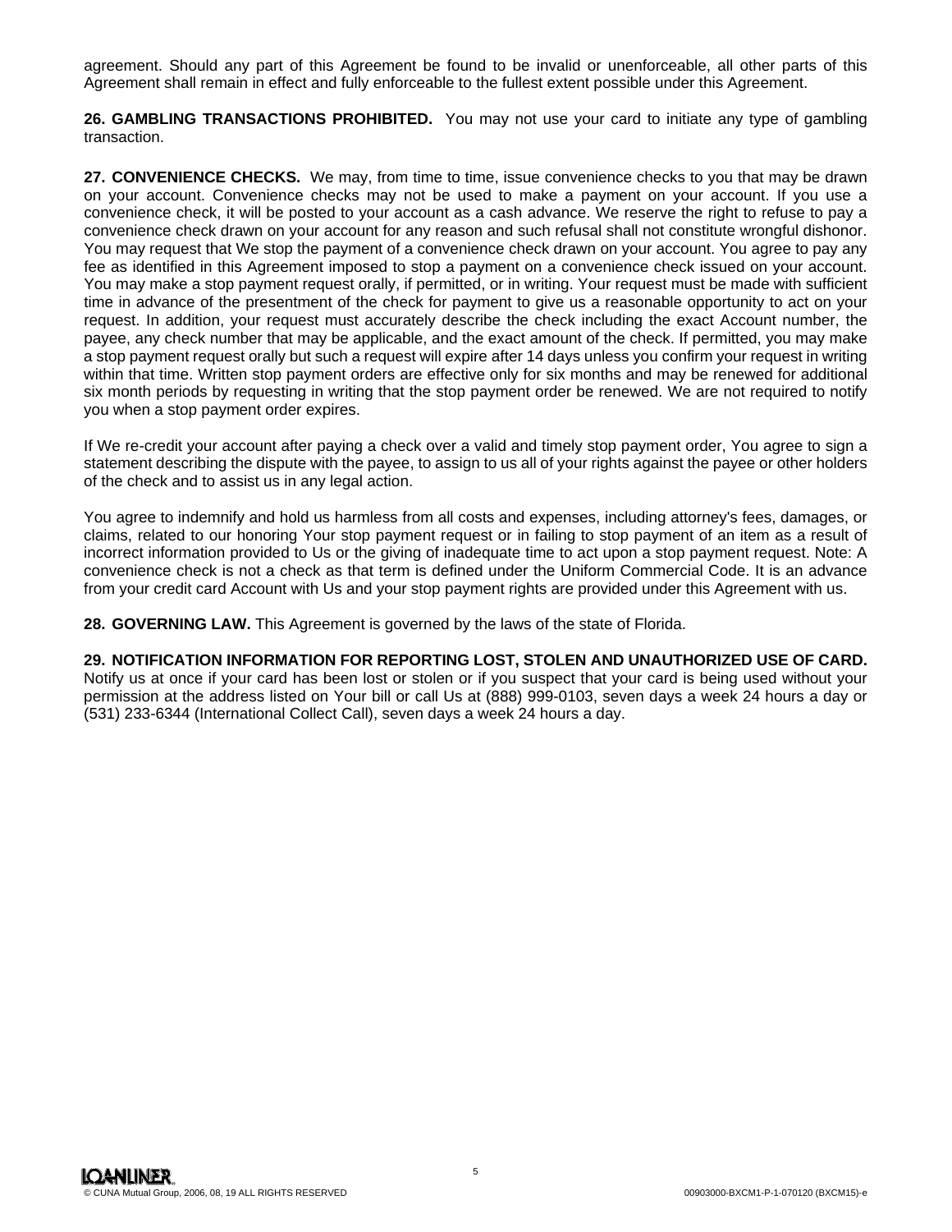agreement. Should any part of this Agreement be found to be invalid or unenforceable, all other parts of this Agreement shall remain in effect and fully enforceable to the fullest extent possible under this Agreement.

**26. GAMBLING TRANSACTIONS PROHIBITED.** You may not use your card to initiate any type of gambling transaction.

**27. CONVENIENCE CHECKS.** We may, from time to time, issue convenience checks to you that may be drawn on your account. Convenience checks may not be used to make a payment on your account. If you use a convenience check, it will be posted to your account as a cash advance. We reserve the right to refuse to pay a convenience check drawn on your account for any reason and such refusal shall not constitute wrongful dishonor. You may request that We stop the payment of a convenience check drawn on your account. You agree to pay any fee as identified in this Agreement imposed to stop a payment on a convenience check issued on your account. You may make a stop payment request orally, if permitted, or in writing. Your request must be made with sufficient time in advance of the presentment of the check for payment to give us a reasonable opportunity to act on your request. In addition, your request must accurately describe the check including the exact Account number, the payee, any check number that may be applicable, and the exact amount of the check. If permitted, you may make a stop payment request orally but such a request will expire after 14 days unless you confirm your request in writing within that time. Written stop payment orders are effective only for six months and may be renewed for additional six month periods by requesting in writing that the stop payment order be renewed. We are not required to notify you when a stop payment order expires.

If We re-credit your account after paying a check over a valid and timely stop payment order, You agree to sign a statement describing the dispute with the payee, to assign to us all of your rights against the payee or other holders of the check and to assist us in any legal action.

You agree to indemnify and hold us harmless from all costs and expenses, including attorney's fees, damages, or claims, related to our honoring Your stop payment request or in failing to stop payment of an item as a result of incorrect information provided to Us or the giving of inadequate time to act upon a stop payment request. Note: A convenience check is not a check as that term is defined under the Uniform Commercial Code. It is an advance from your credit card Account with Us and your stop payment rights are provided under this Agreement with us.

**28. GOVERNING LAW.** This Agreement is governed by the laws of the state of Florida.

**29. NOTIFICATION INFORMATION FOR REPORTING LOST, STOLEN AND UNAUTHORIZED USE OF CARD.** Notify us at once if your card has been lost or stolen or if you suspect that your card is being used without your permission at the address listed on Your bill or call Us at (888) 999-0103, seven days a week 24 hours a day or (531) 233-6344 (International Collect Call), seven days a week 24 hours a day.

LOANLINER
© CUNA Mutual Group, 2006, 08, 19 ALL RIGHTS RESERVED

00903000-BXCM1-P-1-070120 (BXCM15)-e